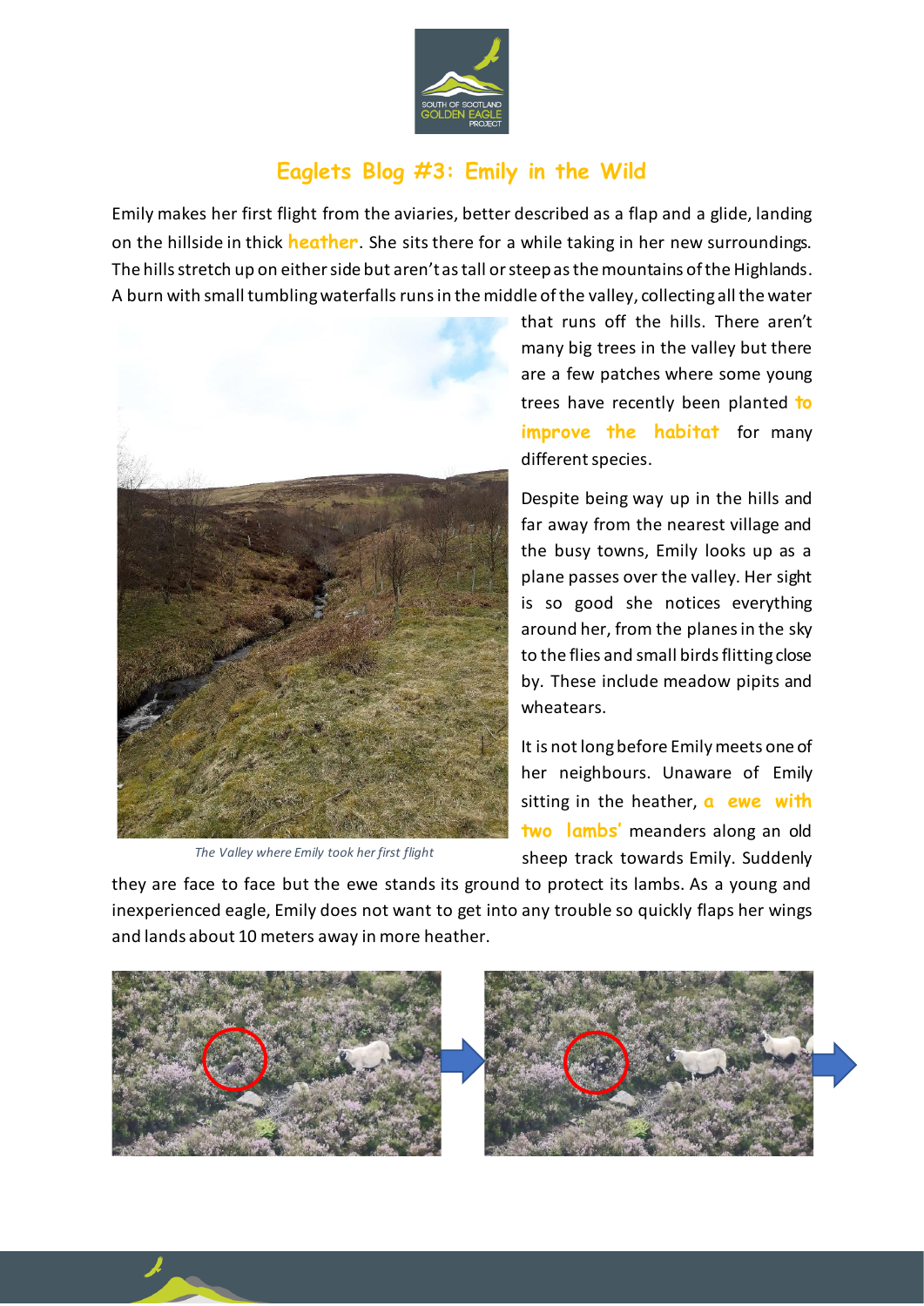# Eaglets Blog #3: Emily in the Wild

Emily makes her first flight from the aviaries, better described as a flap and a glide, landing on the hillside in thick **heather**. She sits there for a while taking in her new surroundings. The hills stretch up on either side but aren't as tall or steep as the mountains of the Highlands. A burn with small tumbling waterfalls runs in the middle of the valley, collecting all the water that runs off the hills. There aren't many big trees in the valley but there are a few patches where some young trees have recently been planted **to improve the habitat** for many different species.

*The Valley where Emily took her first flight*

Despite being way up in the hills and far away from the nearest village and the busy towns, Emily looks up as a plane passes over the valley. Her sight is so good she notices everything around her, from the planes in the sky to the flies and small birds flitting close by. These include meadow pipits and wheatears.

It is not long before Emily meets one of her neighbours. Unaware of Emily sitting in the heather, **a ewe with two lambs'** meanders along an old sheep track towards Emily. Suddenly they are face to face but the ewe stands its ground to protect its lambs. As a young and inexperienced eagle, Emily does not want to get into any trouble so quickly flaps her wings and lands about 10 meters away in more heather.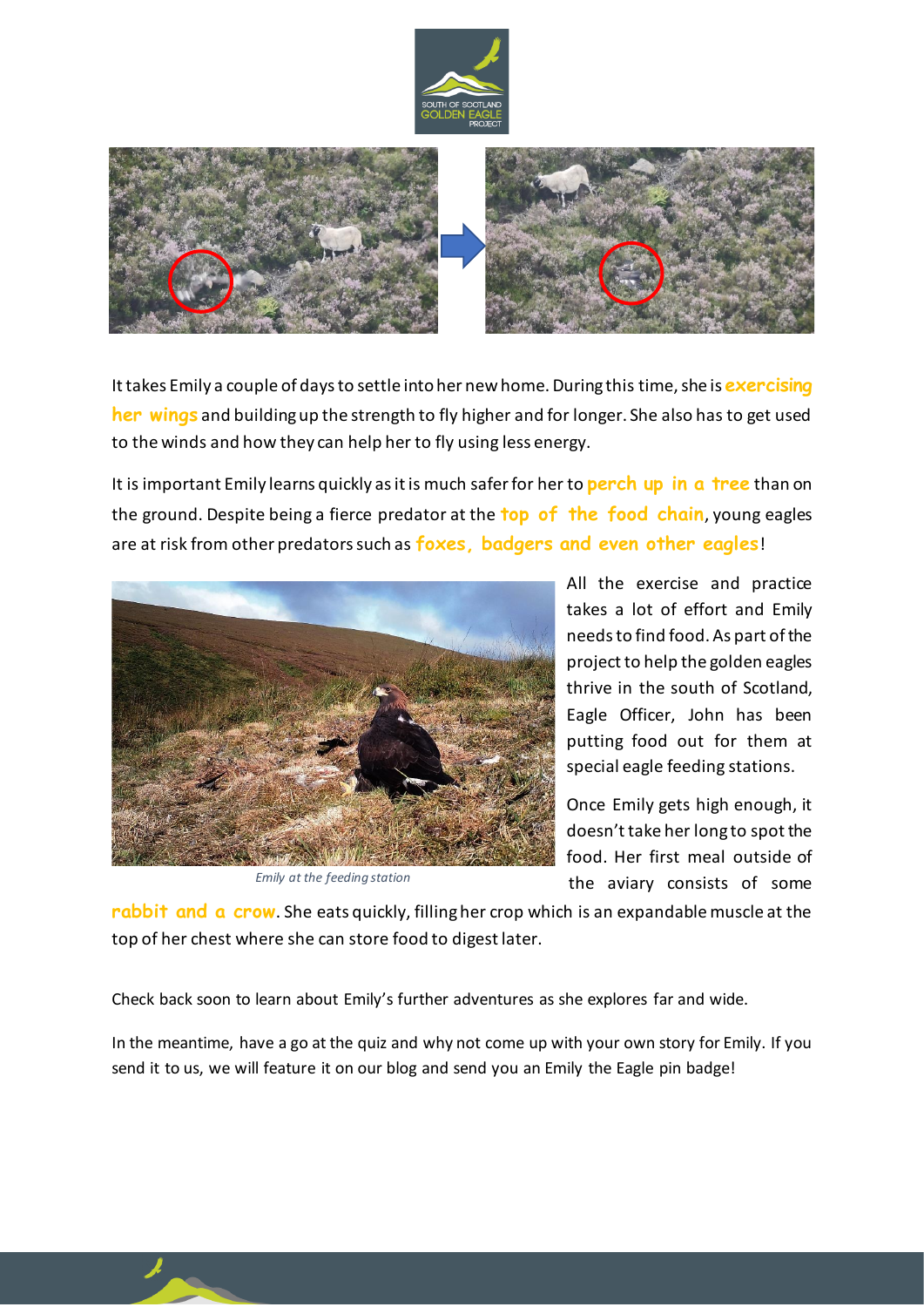It takes Emily a couple of days to settle into her new home. During this time, she is **exercising her wings** and building up the strength to fly higher and for longer. She also has to get used to the winds and how they can help her to fly using less energy.

It is important Emily learns quickly as it is much safer for her to **perch up in a tree** than on the ground. Despite being a fierce predator at the **top of the food chain**, young eagles are at risk from other predators such as **foxes, badgers and even other eagles**!

*Emily at the feeding station*

All the exercise and practice takes a lot of effort and Emily needs to find food. As part of the project to help the golden eagles thrive in the south of Scotland, Eagle Officer, John has been putting food out for them at special eagle feeding stations.

Once Emily gets high enough, it doesn't take her long to spot the food. Her first meal outside of the aviary consists of some **rabbit and a crow**. She eats quickly, filling her crop which is an expandable muscle at the top of her chest where she can store food to digest later.

Check back soon to learn about Emily's further adventures as she explores far and wide.

In the meantime, have a go at the quiz and why not come up with your own story for Emily. If you send it to us, we will feature it on our blog and send you an Emily the Eagle pin badge!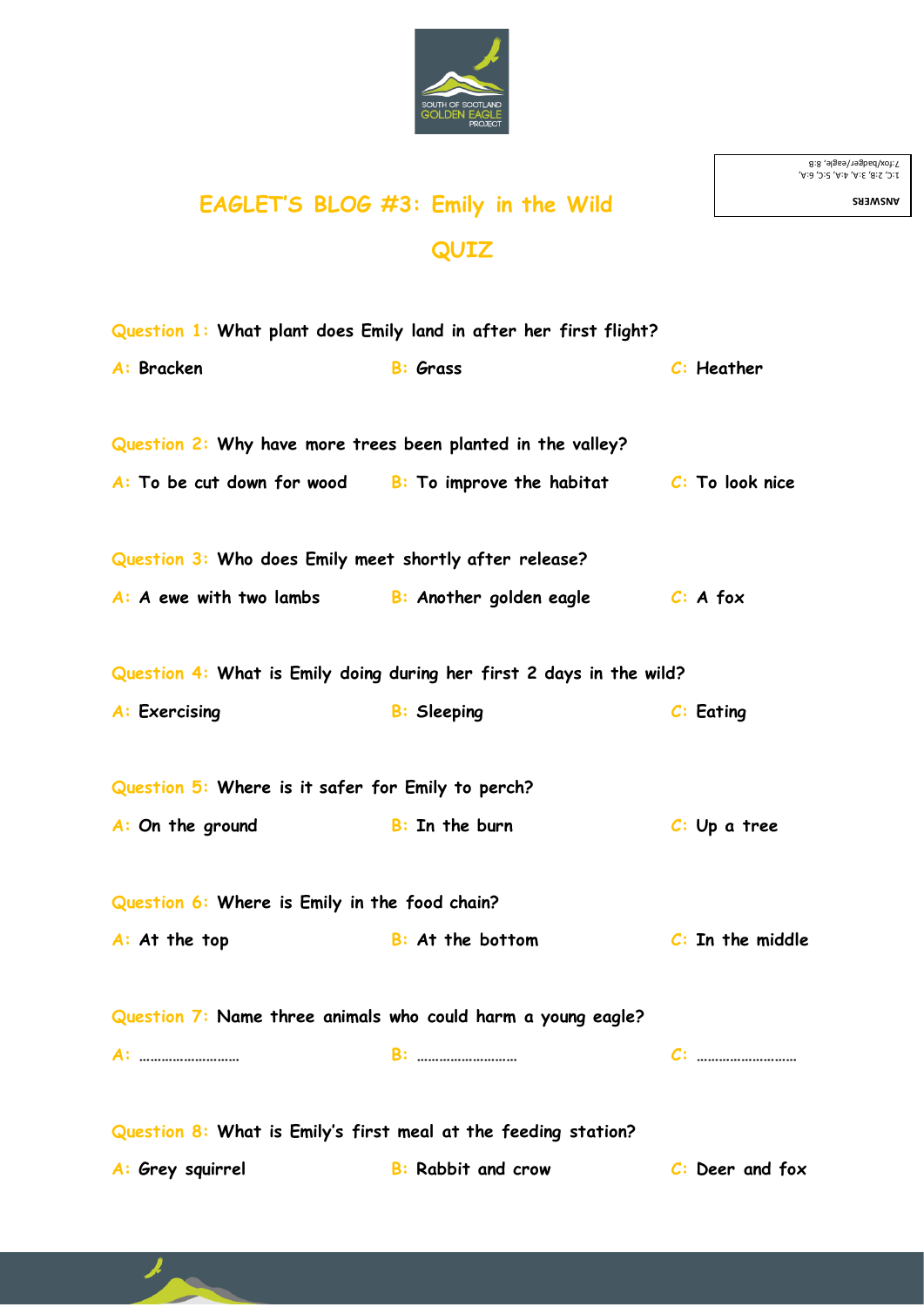SOUTH OF SCOTLAND GOLDEN EAGLE PROJECT

**ANSWERS**
1:C, 2:B, 3:A, 4:A, 5:C, 6:A, 7:fox/badger/eagle, 8:B

# EAGLET'S BLOG #3: Emily in the Wild

## QUIZ

**Question 1:** What plant does Emily land in after her first flight?

A: Bracken B: Grass C: Heather

**Question 2:** Why have more trees been planted in the valley?

A: To be cut down for wood B: To improve the habitat C: To look nice

**Question 3:** Who does Emily meet shortly after release?

A: A ewe with two lambs B: Another golden eagle C: A fox

**Question 4:** What is Emily doing during her first 2 days in the wild?

A: Exercising B: Sleeping C: Eating

**Question 5:** Where is it safer for Emily to perch?

A: On the ground B: In the burn C: Up a tree

**Question 6:** Where is Emily in the food chain?

A: At the top B: At the bottom C: In the middle

**Question 7:** Name three animals who could harm a young eagle?

A: ……………………… B: ……………………… C: ………………………

**Question 8:** What is Emily's first meal at the feeding station?

A: Grey squirrel B: Rabbit and crow C: Deer and fox